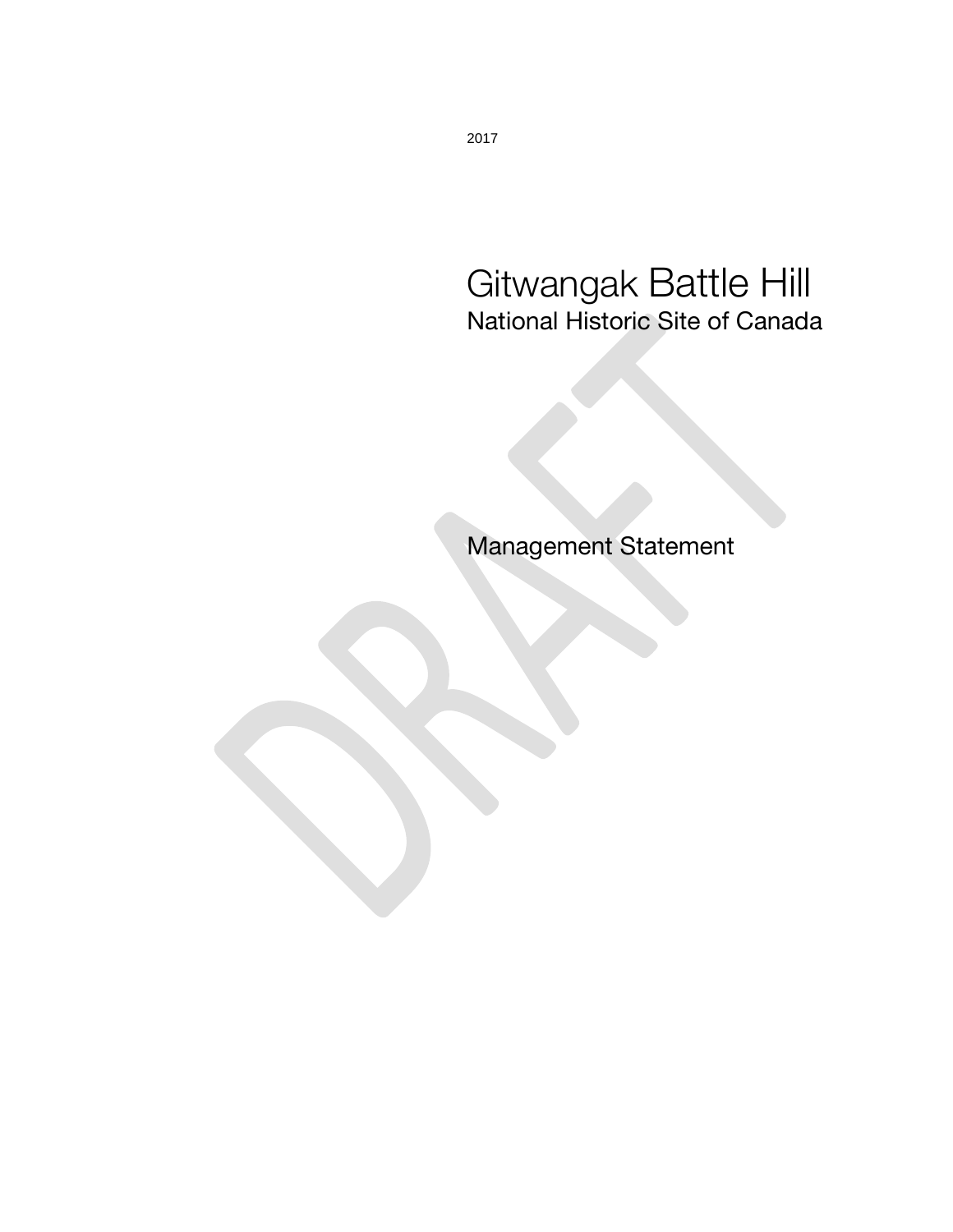2017

# Gitwangak Battle Hill

## National Historic Site of Canada

## Management Statement

DRAFT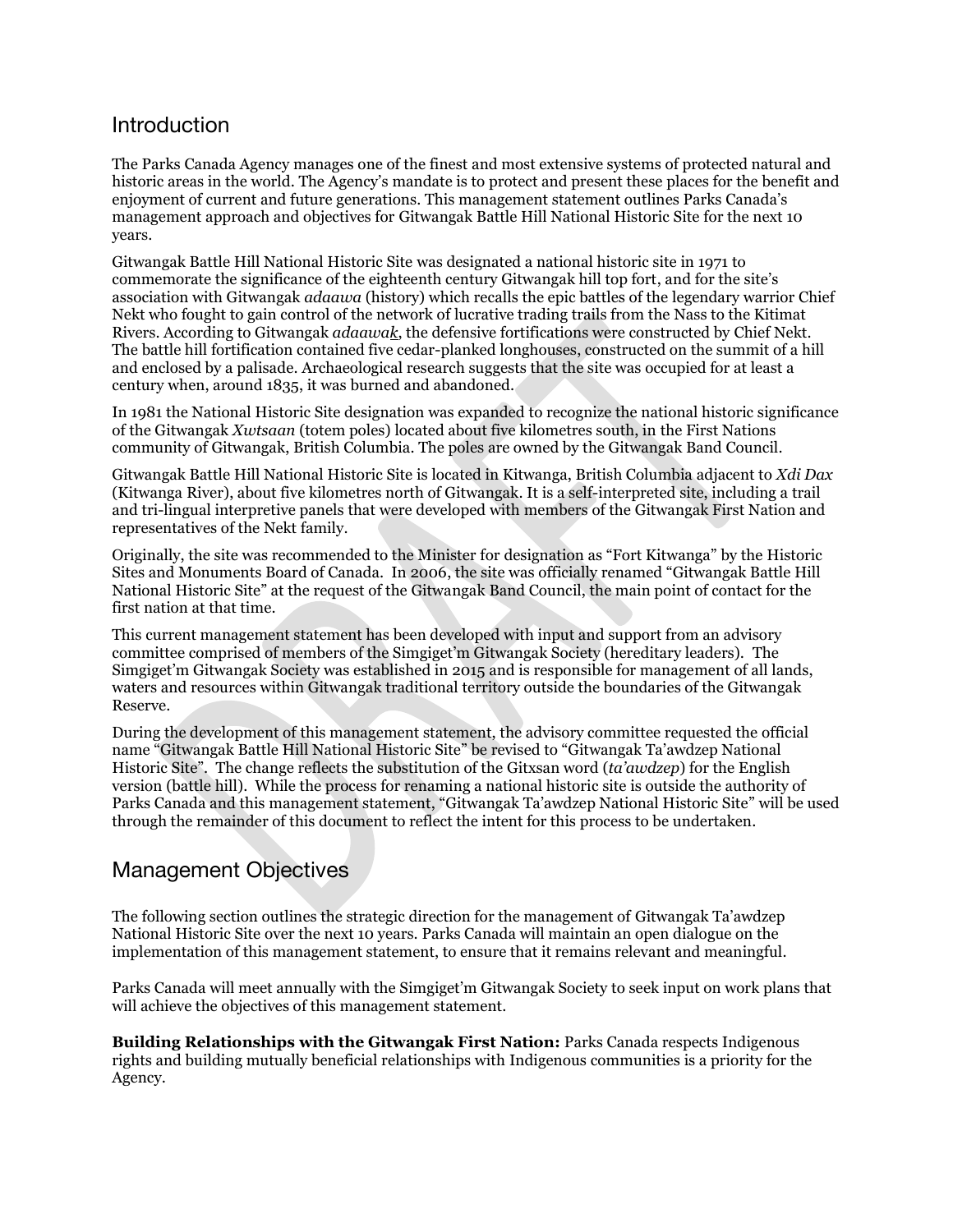## Introduction

The Parks Canada Agency manages one of the finest and most extensive systems of protected natural and historic areas in the world. The Agency's mandate is to protect and present these places for the benefit and enjoyment of current and future generations. This management statement outlines Parks Canada's management approach and objectives for Gitwangak Battle Hill National Historic Site for the next 10 years.

Gitwangak Battle Hill National Historic Site was designated a national historic site in 1971 to commemorate the significance of the eighteenth century Gitwangak hill top fort, and for the site's association with Gitwangak *adaawa* (history) which recalls the epic battles of the legendary warrior Chief Nekt who fought to gain control of the network of lucrative trading trails from the Nass to the Kitimat Rivers. According to Gitwangak *adaawak*, the defensive fortifications were constructed by Chief Nekt. The battle hill fortification contained five cedar-planked longhouses, constructed on the summit of a hill and enclosed by a palisade. Archaeological research suggests that the site was occupied for at least a century when, around 1835, it was burned and abandoned.

In 1981 the National Historic Site designation was expanded to recognize the national historic significance of the Gitwangak *Xwtsaan* (totem poles) located about five kilometres south, in the First Nations community of Gitwangak, British Columbia. The poles are owned by the Gitwangak Band Council.

Gitwangak Battle Hill National Historic Site is located in Kitwanga, British Columbia adjacent to *Xdi Dax* (Kitwanga River), about five kilometres north of Gitwangak. It is a self-interpreted site, including a trail and tri-lingual interpretive panels that were developed with members of the Gitwangak First Nation and representatives of the Nekt family.

Originally, the site was recommended to the Minister for designation as "Fort Kitwanga" by the Historic Sites and Monuments Board of Canada. In 2006, the site was officially renamed "Gitwangak Battle Hill National Historic Site" at the request of the Gitwangak Band Council, the main point of contact for the first nation at that time.

This current management statement has been developed with input and support from an advisory committee comprised of members of the Simgiget'm Gitwangak Society (hereditary leaders). The Simgiget'm Gitwangak Society was established in 2015 and is responsible for management of all lands, waters and resources within Gitwangak traditional territory outside the boundaries of the Gitwangak Reserve.

During the development of this management statement, the advisory committee requested the official name "Gitwangak Battle Hill National Historic Site" be revised to "Gitwangak Ta'awdzep National Historic Site". The change reflects the substitution of the Gitxsan word (*ta'awdzep*) for the English version (battle hill). While the process for renaming a national historic site is outside the authority of Parks Canada and this management statement, "Gitwangak Ta'awdzep National Historic Site" will be used through the remainder of this document to reflect the intent for this process to be undertaken.

## Management Objectives

The following section outlines the strategic direction for the management of Gitwangak Ta'awdzep National Historic Site over the next 10 years. Parks Canada will maintain an open dialogue on the implementation of this management statement, to ensure that it remains relevant and meaningful.

Parks Canada will meet annually with the Simgiget'm Gitwangak Society to seek input on work plans that will achieve the objectives of this management statement.

**Building Relationships with the Gitwangak First Nation:** Parks Canada respects Indigenous rights and building mutually beneficial relationships with Indigenous communities is a priority for the Agency.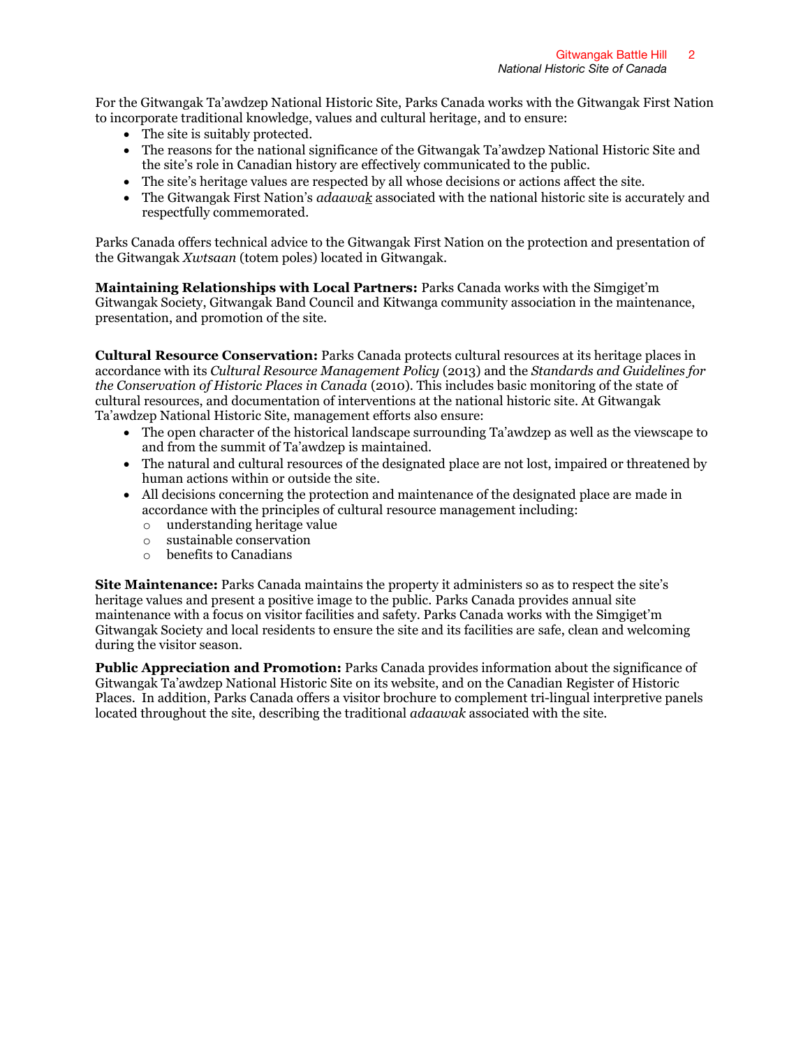For the Gitwangak Ta'awdzep National Historic Site, Parks Canada works with the Gitwangak First Nation to incorporate traditional knowledge, values and cultural heritage, and to ensure:

- The site is suitably protected.
- The reasons for the national significance of the Gitwangak Ta'awdzep National Historic Site and the site's role in Canadian history are effectively communicated to the public.
- The site's heritage values are respected by all whose decisions or actions affect the site.
- The Gitwangak First Nation's *adaawa<u>k</u>* associated with the national historic site is accurately and respectfully commemorated.

Parks Canada offers technical advice to the Gitwangak First Nation on the protection and presentation of the Gitwangak *Xwtsaan* (totem poles) located in Gitwangak.

**Maintaining Relationships with Local Partners:** Parks Canada works with the Simgiget'm Gitwangak Society, Gitwangak Band Council and Kitwanga community association in the maintenance, presentation, and promotion of the site.

**Cultural Resource Conservation:** Parks Canada protects cultural resources at its heritage places in accordance with its *Cultural Resource Management Policy* (2013) and the *Standards and Guidelines for the Conservation of Historic Places in Canada* (2010). This includes basic monitoring of the state of cultural resources, and documentation of interventions at the national historic site. At Gitwangak Ta'awdzep National Historic Site, management efforts also ensure:

- The open character of the historical landscape surrounding Ta'awdzep as well as the viewscape to and from the summit of Ta'awdzep is maintained.
- The natural and cultural resources of the designated place are not lost, impaired or threatened by human actions within or outside the site.
- All decisions concerning the protection and maintenance of the designated place are made in accordance with the principles of cultural resource management including:
  - understanding heritage value
  - sustainable conservation
  - benefits to Canadians

**Site Maintenance:** Parks Canada maintains the property it administers so as to respect the site's heritage values and present a positive image to the public. Parks Canada provides annual site maintenance with a focus on visitor facilities and safety. Parks Canada works with the Simgiget'm Gitwangak Society and local residents to ensure the site and its facilities are safe, clean and welcoming during the visitor season.

**Public Appreciation and Promotion:** Parks Canada provides information about the significance of Gitwangak Ta'awdzep National Historic Site on its website, and on the Canadian Register of Historic Places. In addition, Parks Canada offers a visitor brochure to complement tri-lingual interpretive panels located throughout the site, describing the traditional *adaawak* associated with the site.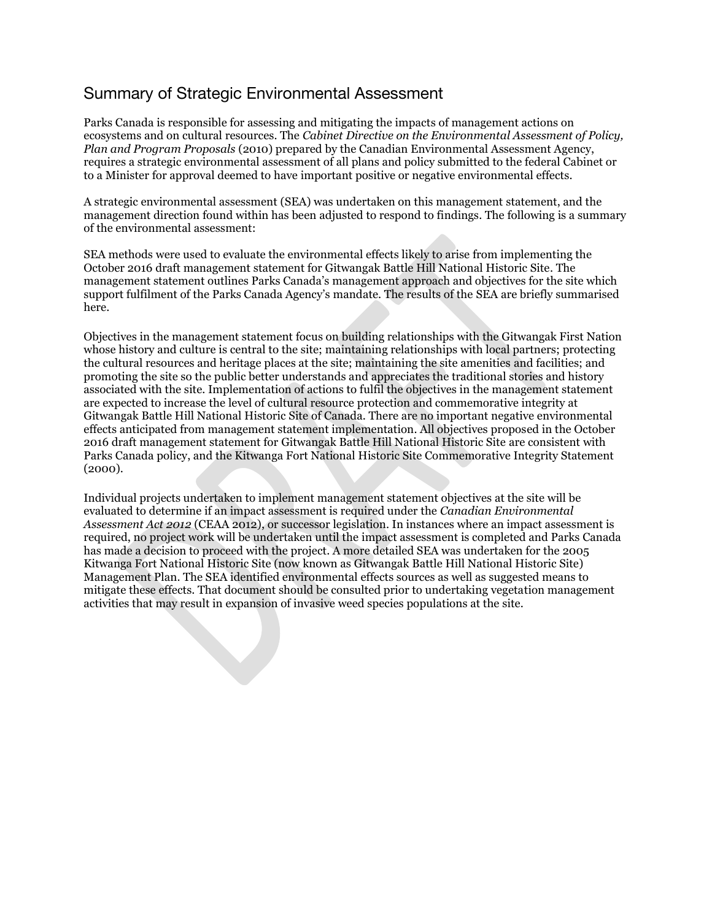## Summary of Strategic Environmental Assessment

Parks Canada is responsible for assessing and mitigating the impacts of management actions on ecosystems and on cultural resources. The *Cabinet Directive on the Environmental Assessment of Policy, Plan and Program Proposals* (2010) prepared by the Canadian Environmental Assessment Agency, requires a strategic environmental assessment of all plans and policy submitted to the federal Cabinet or to a Minister for approval deemed to have important positive or negative environmental effects.

A strategic environmental assessment (SEA) was undertaken on this management statement, and the management direction found within has been adjusted to respond to findings. The following is a summary of the environmental assessment:

SEA methods were used to evaluate the environmental effects likely to arise from implementing the October 2016 draft management statement for Gitwangak Battle Hill National Historic Site. The management statement outlines Parks Canada's management approach and objectives for the site which support fulfilment of the Parks Canada Agency's mandate. The results of the SEA are briefly summarised here.

Objectives in the management statement focus on building relationships with the Gitwangak First Nation whose history and culture is central to the site; maintaining relationships with local partners; protecting the cultural resources and heritage places at the site; maintaining the site amenities and facilities; and promoting the site so the public better understands and appreciates the traditional stories and history associated with the site. Implementation of actions to fulfil the objectives in the management statement are expected to increase the level of cultural resource protection and commemorative integrity at Gitwangak Battle Hill National Historic Site of Canada. There are no important negative environmental effects anticipated from management statement implementation. All objectives proposed in the October 2016 draft management statement for Gitwangak Battle Hill National Historic Site are consistent with Parks Canada policy, and the Kitwanga Fort National Historic Site Commemorative Integrity Statement (2000).

Individual projects undertaken to implement management statement objectives at the site will be evaluated to determine if an impact assessment is required under the *Canadian Environmental Assessment Act 2012* (CEAA 2012), or successor legislation. In instances where an impact assessment is required, no project work will be undertaken until the impact assessment is completed and Parks Canada has made a decision to proceed with the project. A more detailed SEA was undertaken for the 2005 Kitwanga Fort National Historic Site (now known as Gitwangak Battle Hill National Historic Site) Management Plan. The SEA identified environmental effects sources as well as suggested means to mitigate these effects. That document should be consulted prior to undertaking vegetation management activities that may result in expansion of invasive weed species populations at the site.